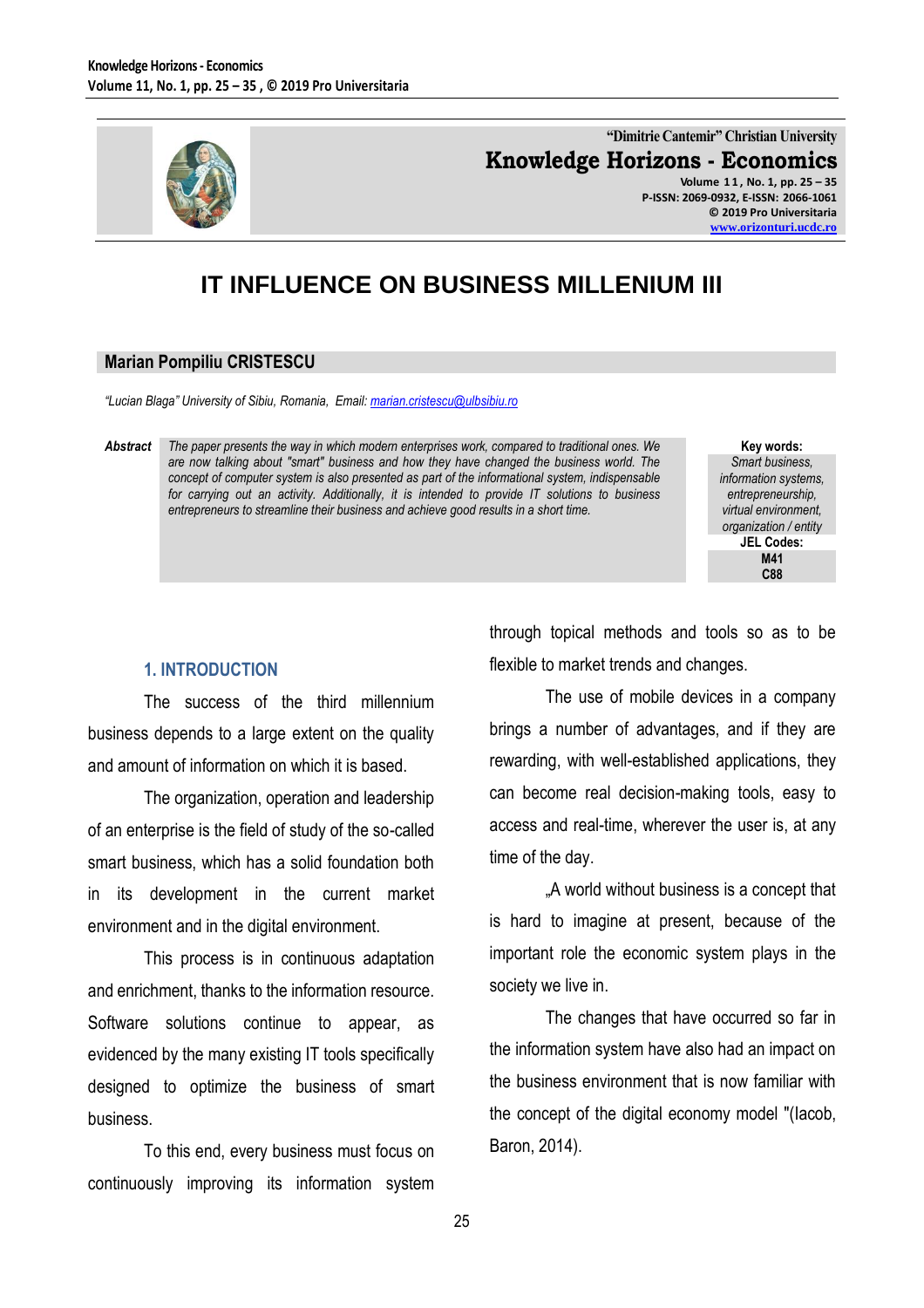# IT INFLUENCE ON BUSINESS MILLENIUM III

**Marian Pompiliu CRISTESCU**

*"Lucian Blaga" University of Sibiu, Romania, Email: marian.cristescu@ulbsibiu.ro*

***Abstract*** *The paper presents the way in which modern enterprises work, compared to traditional ones. We are now talking about "smart" business and how they have changed the business world. The concept of computer system is also presented as part of the informational system, indispensable for carrying out an activity. Additionally, it is intended to provide IT solutions to business entrepreneurs to streamline their business and achieve good results in a short time.*

**Key words:**
*Smart business, information systems, entrepreneurship, virtual environment, organization / entity*

**JEL Codes:**
**M41**
**C88**

## 1. INTRODUCTION

The success of the third millennium business depends to a large extent on the quality and amount of information on which it is based.

The organization, operation and leadership of an enterprise is the field of study of the so-called smart business, which has a solid foundation both in its development in the current market environment and in the digital environment.

This process is in continuous adaptation and enrichment, thanks to the information resource. Software solutions continue to appear, as evidenced by the many existing IT tools specifically designed to optimize the business of smart business.

To this end, every business must focus on continuously improving its information system through topical methods and tools so as to be flexible to market trends and changes.

The use of mobile devices in a company brings a number of advantages, and if they are rewarding, with well-established applications, they can become real decision-making tools, easy to access and real-time, wherever the user is, at any time of the day.

„A world without business is a concept that is hard to imagine at present, because of the important role the economic system plays in the society we live in.

The changes that have occurred so far in the information system have also had an impact on the business environment that is now familiar with the concept of the digital economy model "(Iacob, Baron, 2014).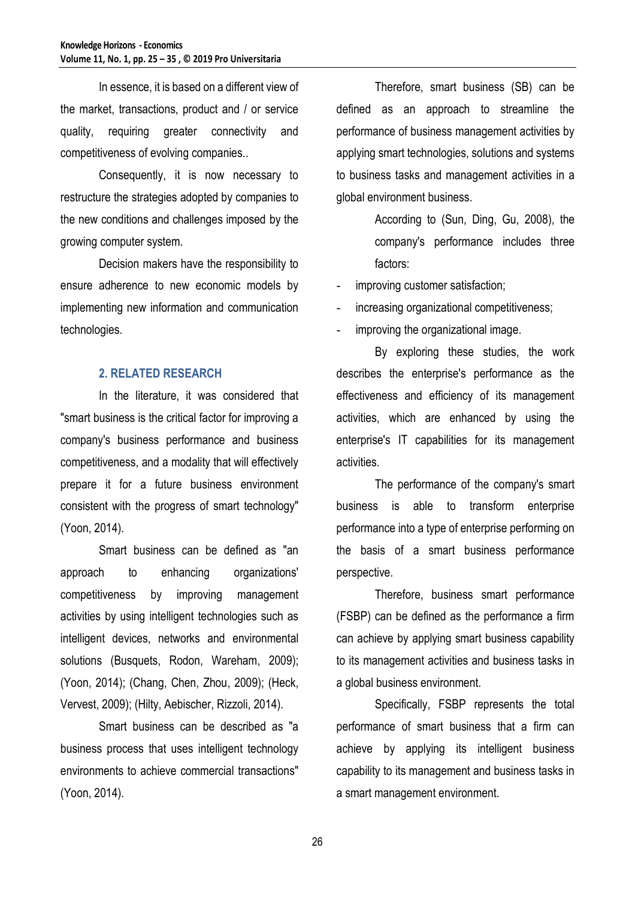In essence, it is based on a different view of the market, transactions, product and / or service quality, requiring greater connectivity and competitiveness of evolving companies..

Consequently, it is now necessary to restructure the strategies adopted by companies to the new conditions and challenges imposed by the growing computer system.

Decision makers have the responsibility to ensure adherence to new economic models by implementing new information and communication technologies.

## 2. RELATED RESEARCH

In the literature, it was considered that "smart business is the critical factor for improving a company's business performance and business competitiveness, and a modality that will effectively prepare it for a future business environment consistent with the progress of smart technology" (Yoon, 2014).

Smart business can be defined as "an approach to enhancing organizations' competitiveness by improving management activities by using intelligent technologies such as intelligent devices, networks and environmental solutions (Busquets, Rodon, Wareham, 2009); (Yoon, 2014); (Chang, Chen, Zhou, 2009); (Heck, Vervest, 2009); (Hilty, Aebischer, Rizzoli, 2014).

Smart business can be described as "a business process that uses intelligent technology environments to achieve commercial transactions" (Yoon, 2014).

Therefore, smart business (SB) can be defined as an approach to streamline the performance of business management activities by applying smart technologies, solutions and systems to business tasks and management activities in a global environment business.

According to (Sun, Ding, Gu, 2008), the company's performance includes three factors:

- improving customer satisfaction;
- increasing organizational competitiveness;
- improving the organizational image.

By exploring these studies, the work describes the enterprise's performance as the effectiveness and efficiency of its management activities, which are enhanced by using the enterprise's IT capabilities for its management activities.

The performance of the company's smart business is able to transform enterprise performance into a type of enterprise performing on the basis of a smart business performance perspective.

Therefore, business smart performance (FSBP) can be defined as the performance a firm can achieve by applying smart business capability to its management activities and business tasks in a global business environment.

Specifically, FSBP represents the total performance of smart business that a firm can achieve by applying its intelligent business capability to its management and business tasks in a smart management environment.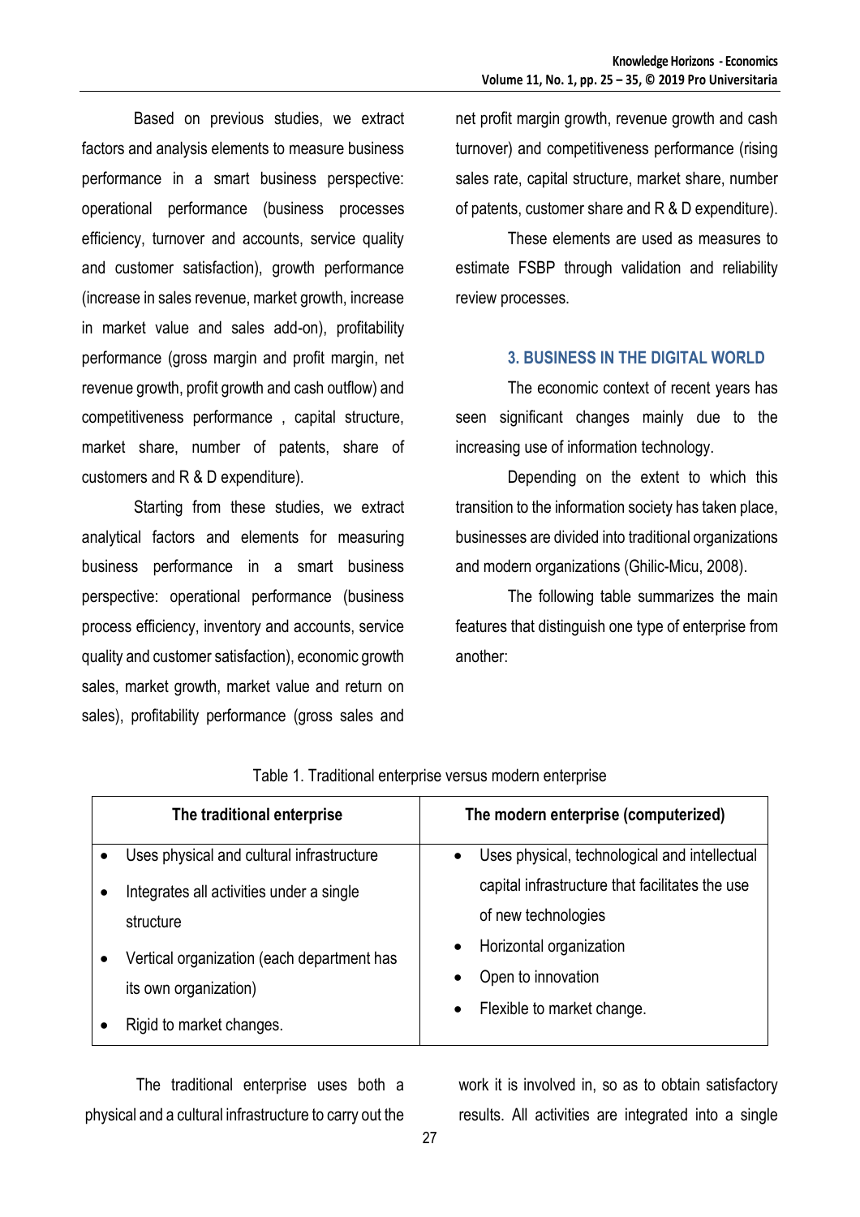Based on previous studies, we extract factors and analysis elements to measure business performance in a smart business perspective: operational performance (business processes efficiency, turnover and accounts, service quality and customer satisfaction), growth performance (increase in sales revenue, market growth, increase in market value and sales add-on), profitability performance (gross margin and profit margin, net revenue growth, profit growth and cash outflow) and competitiveness performance , capital structure, market share, number of patents, share of customers and R & D expenditure).

Starting from these studies, we extract analytical factors and elements for measuring business performance in a smart business perspective: operational performance (business process efficiency, inventory and accounts, service quality and customer satisfaction), economic growth sales, market growth, market value and return on sales), profitability performance (gross sales and net profit margin growth, revenue growth and cash turnover) and competitiveness performance (rising sales rate, capital structure, market share, number of patents, customer share and R & D expenditure).

These elements are used as measures to estimate FSBP through validation and reliability review processes.

## 3. BUSINESS IN THE DIGITAL WORLD

The economic context of recent years has seen significant changes mainly due to the increasing use of information technology.

Depending on the extent to which this transition to the information society has taken place, businesses are divided into traditional organizations and modern organizations (Ghilic-Micu, 2008).

The following table summarizes the main features that distinguish one type of enterprise from another:

Table 1. Traditional enterprise versus modern enterprise

| The traditional enterprise | The modern enterprise (computerized) |
|---|---|
| • Uses physical and cultural infrastructure<br>• Integrates all activities under a single structure<br>• Vertical organization (each department has its own organization)<br>• Rigid to market changes. | • Uses physical, technological and intellectual capital infrastructure that facilitates the use of new technologies<br>• Horizontal organization<br>• Open to innovation<br>• Flexible to market change. |

The traditional enterprise uses both a physical and a cultural infrastructure to carry out the work it is involved in, so as to obtain satisfactory results. All activities are integrated into a single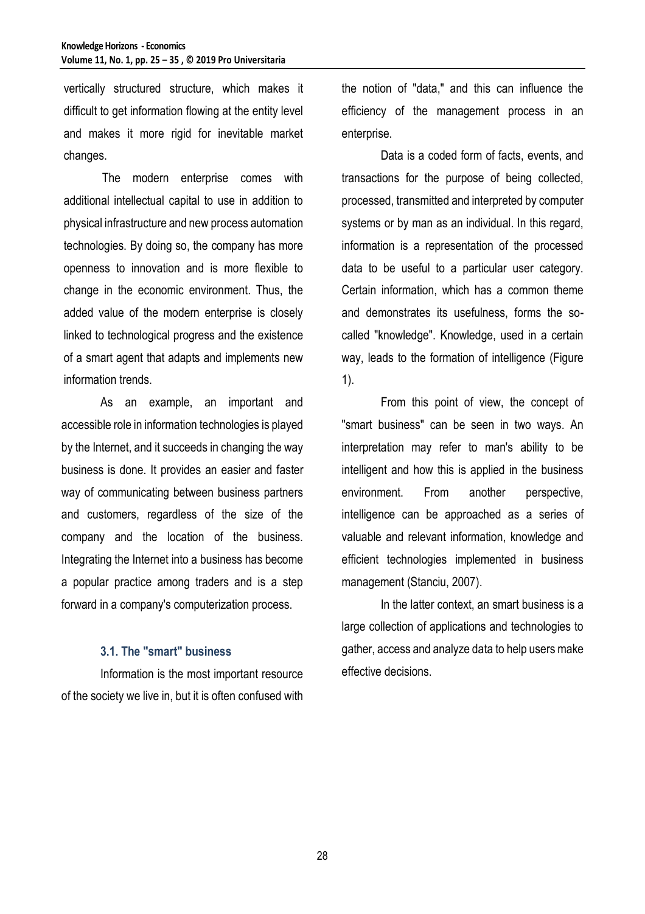vertically structured structure, which makes it difficult to get information flowing at the entity level and makes it more rigid for inevitable market changes.

The modern enterprise comes with additional intellectual capital to use in addition to physical infrastructure and new process automation technologies. By doing so, the company has more openness to innovation and is more flexible to change in the economic environment. Thus, the added value of the modern enterprise is closely linked to technological progress and the existence of a smart agent that adapts and implements new information trends.

As an example, an important and accessible role in information technologies is played by the Internet, and it succeeds in changing the way business is done. It provides an easier and faster way of communicating between business partners and customers, regardless of the size of the company and the location of the business. Integrating the Internet into a business has become a popular practice among traders and is a step forward in a company's computerization process.

### 3.1. The "smart" business

Information is the most important resource of the society we live in, but it is often confused with the notion of "data," and this can influence the efficiency of the management process in an enterprise.

Data is a coded form of facts, events, and transactions for the purpose of being collected, processed, transmitted and interpreted by computer systems or by man as an individual. In this regard, information is a representation of the processed data to be useful to a particular user category. Certain information, which has a common theme and demonstrates its usefulness, forms the so-called "knowledge". Knowledge, used in a certain way, leads to the formation of intelligence (Figure 1).

From this point of view, the concept of "smart business" can be seen in two ways. An interpretation may refer to man's ability to be intelligent and how this is applied in the business environment. From another perspective, intelligence can be approached as a series of valuable and relevant information, knowledge and efficient technologies implemented in business management (Stanciu, 2007).

In the latter context, an smart business is a large collection of applications and technologies to gather, access and analyze data to help users make effective decisions.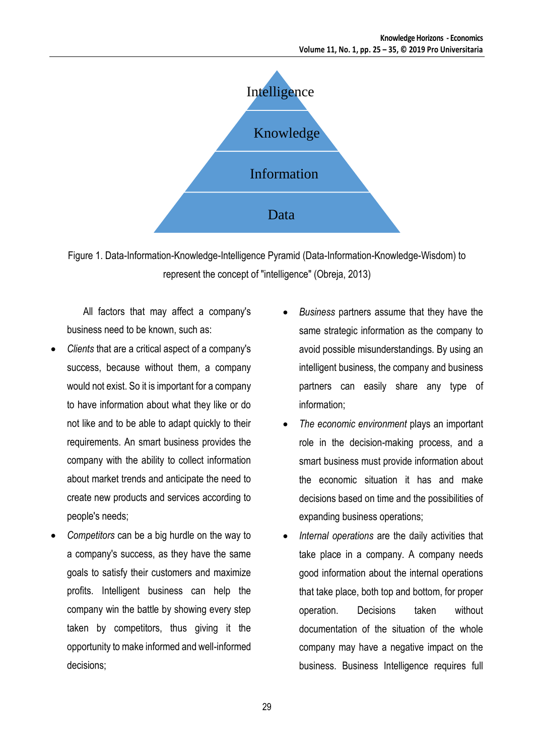Intelligence

Knowledge

Information

Data

Figure 1. Data-Information-Knowledge-Intelligence Pyramid (Data-Information-Knowledge-Wisdom) to represent the concept of "intelligence" (Obreja, 2013)

All factors that may affect a company's business need to be known, such as:

- *Clients* that are a critical aspect of a company's success, because without them, a company would not exist. So it is important for a company to have information about what they like or do not like and to be able to adapt quickly to their requirements. An smart business provides the company with the ability to collect information about market trends and anticipate the need to create new products and services according to people's needs;
- *Competitors* can be a big hurdle on the way to a company's success, as they have the same goals to satisfy their customers and maximize profits. Intelligent business can help the company win the battle by showing every step taken by competitors, thus giving it the opportunity to make informed and well-informed decisions;
- *Business* partners assume that they have the same strategic information as the company to avoid possible misunderstandings. By using an intelligent business, the company and business partners can easily share any type of information;
- *The economic environment* plays an important role in the decision-making process, and a smart business must provide information about the economic situation it has and make decisions based on time and the possibilities of expanding business operations;
- *Internal operations* are the daily activities that take place in a company. A company needs good information about the internal operations that take place, both top and bottom, for proper operation. Decisions taken without documentation of the situation of the whole company may have a negative impact on the business. Business Intelligence requires full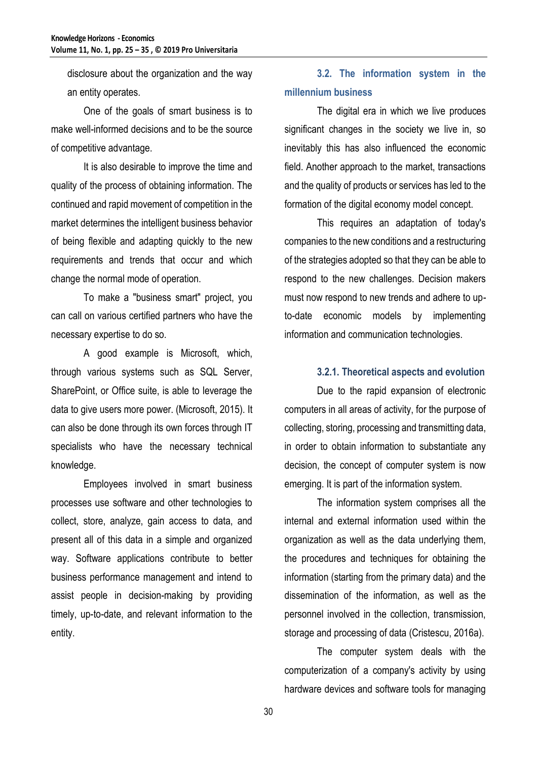disclosure about the organization and the way an entity operates.

One of the goals of smart business is to make well-informed decisions and to be the source of competitive advantage.

It is also desirable to improve the time and quality of the process of obtaining information. The continued and rapid movement of competition in the market determines the intelligent business behavior of being flexible and adapting quickly to the new requirements and trends that occur and which change the normal mode of operation.

To make a "business smart" project, you can call on various certified partners who have the necessary expertise to do so.

A good example is Microsoft, which, through various systems such as SQL Server, SharePoint, or Office suite, is able to leverage the data to give users more power. (Microsoft, 2015). It can also be done through its own forces through IT specialists who have the necessary technical knowledge.

Employees involved in smart business processes use software and other technologies to collect, store, analyze, gain access to data, and present all of this data in a simple and organized way. Software applications contribute to better business performance management and intend to assist people in decision-making by providing timely, up-to-date, and relevant information to the entity.

## 3.2. The information system in the millennium business

The digital era in which we live produces significant changes in the society we live in, so inevitably this has also influenced the economic field. Another approach to the market, transactions and the quality of products or services has led to the formation of the digital economy model concept.

This requires an adaptation of today's companies to the new conditions and a restructuring of the strategies adopted so that they can be able to respond to the new challenges. Decision makers must now respond to new trends and adhere to up-to-date economic models by implementing information and communication technologies.

### 3.2.1. Theoretical aspects and evolution

Due to the rapid expansion of electronic computers in all areas of activity, for the purpose of collecting, storing, processing and transmitting data, in order to obtain information to substantiate any decision, the concept of computer system is now emerging. It is part of the information system.

The information system comprises all the internal and external information used within the organization as well as the data underlying them, the procedures and techniques for obtaining the information (starting from the primary data) and the dissemination of the information, as well as the personnel involved in the collection, transmission, storage and processing of data (Cristescu, 2016a).

The computer system deals with the computerization of a company's activity by using hardware devices and software tools for managing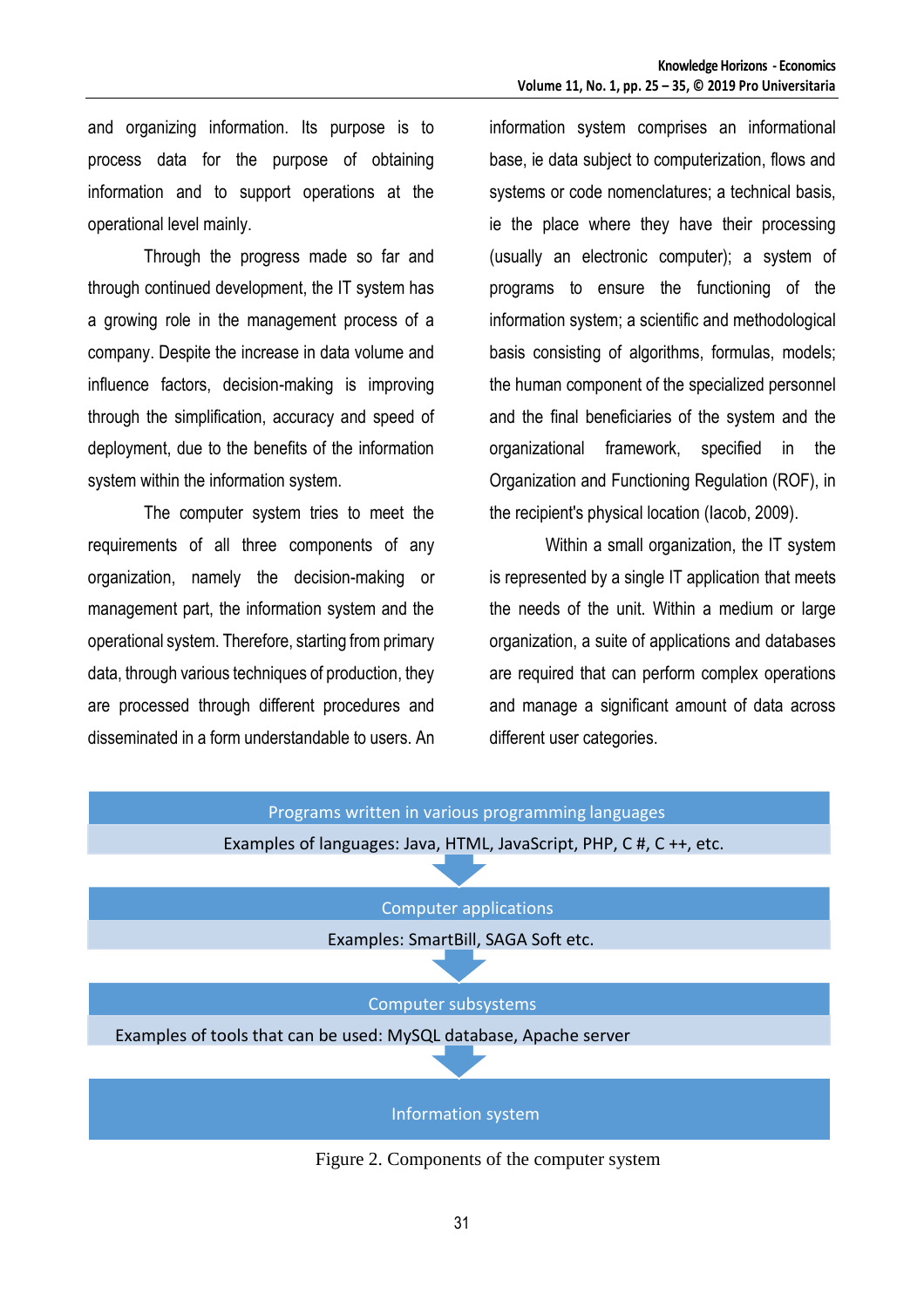and organizing information. Its purpose is to process data for the purpose of obtaining information and to support operations at the operational level mainly.

Through the progress made so far and through continued development, the IT system has a growing role in the management process of a company. Despite the increase in data volume and influence factors, decision-making is improving through the simplification, accuracy and speed of deployment, due to the benefits of the information system within the information system.

The computer system tries to meet the requirements of all three components of any organization, namely the decision-making or management part, the information system and the operational system. Therefore, starting from primary data, through various techniques of production, they are processed through different procedures and disseminated in a form understandable to users. An information system comprises an informational base, ie data subject to computerization, flows and systems or code nomenclatures; a technical basis, ie the place where they have their processing (usually an electronic computer); a system of programs to ensure the functioning of the information system; a scientific and methodological basis consisting of algorithms, formulas, models; the human component of the specialized personnel and the final beneficiaries of the system and the organizational framework, specified in the Organization and Functioning Regulation (ROF), in the recipient's physical location (Iacob, 2009).

Within a small organization, the IT system is represented by a single IT application that meets the needs of the unit. Within a medium or large organization, a suite of applications and databases are required that can perform complex operations and manage a significant amount of data across different user categories.

| Programs written in various programming languages |
|---|
| Examples of languages: Java, HTML, JavaScript, PHP, C #, C ++, etc. |
| ↓ |
| Computer applications |
| Examples: SmartBill, SAGA Soft etc. |
| ↓ |
| Computer subsystems |
| Examples of tools that can be used: MySQL database, Apache server |
| ↓ |
| Information system |

Figure 2. Components of the computer system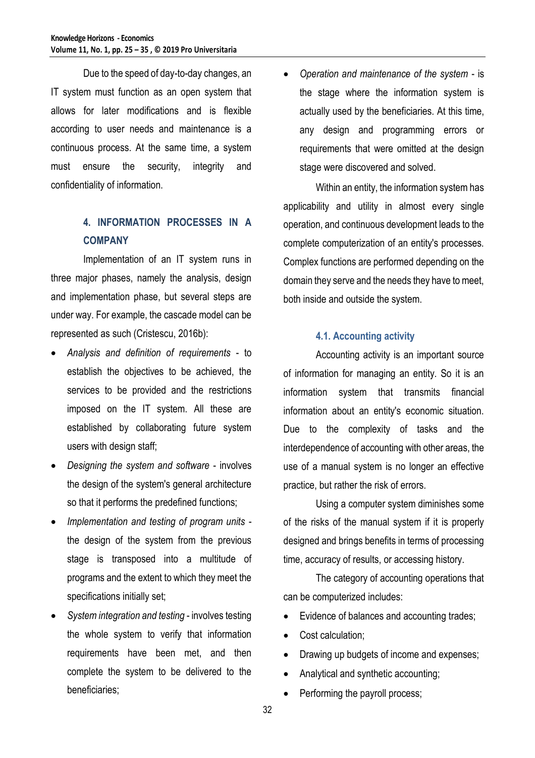Due to the speed of day-to-day changes, an IT system must function as an open system that allows for later modifications and is flexible according to user needs and maintenance is a continuous process. At the same time, a system must ensure the security, integrity and confidentiality of information.

## 4. INFORMATION PROCESSES IN A COMPANY

Implementation of an IT system runs in three major phases, namely the analysis, design and implementation phase, but several steps are under way. For example, the cascade model can be represented as such (Cristescu, 2016b):

- *Analysis and definition of requirements* - to establish the objectives to be achieved, the services to be provided and the restrictions imposed on the IT system. All these are established by collaborating future system users with design staff;
- *Designing the system and software* - involves the design of the system's general architecture so that it performs the predefined functions;
- *Implementation and testing of program units* - the design of the system from the previous stage is transposed into a multitude of programs and the extent to which they meet the specifications initially set;
- *System integration and testing* - involves testing the whole system to verify that information requirements have been met, and then complete the system to be delivered to the beneficiaries;
- *Operation and maintenance of the system* - is the stage where the information system is actually used by the beneficiaries. At this time, any design and programming errors or requirements that were omitted at the design stage were discovered and solved.

Within an entity, the information system has applicability and utility in almost every single operation, and continuous development leads to the complete computerization of an entity's processes. Complex functions are performed depending on the domain they serve and the needs they have to meet, both inside and outside the system.

### 4.1. Accounting activity

Accounting activity is an important source of information for managing an entity. So it is an information system that transmits financial information about an entity's economic situation. Due to the complexity of tasks and the interdependence of accounting with other areas, the use of a manual system is no longer an effective practice, but rather the risk of errors.

Using a computer system diminishes some of the risks of the manual system if it is properly designed and brings benefits in terms of processing time, accuracy of results, or accessing history.

The category of accounting operations that can be computerized includes:

- Evidence of balances and accounting trades;
- Cost calculation;
- Drawing up budgets of income and expenses;
- Analytical and synthetic accounting;
- Performing the payroll process;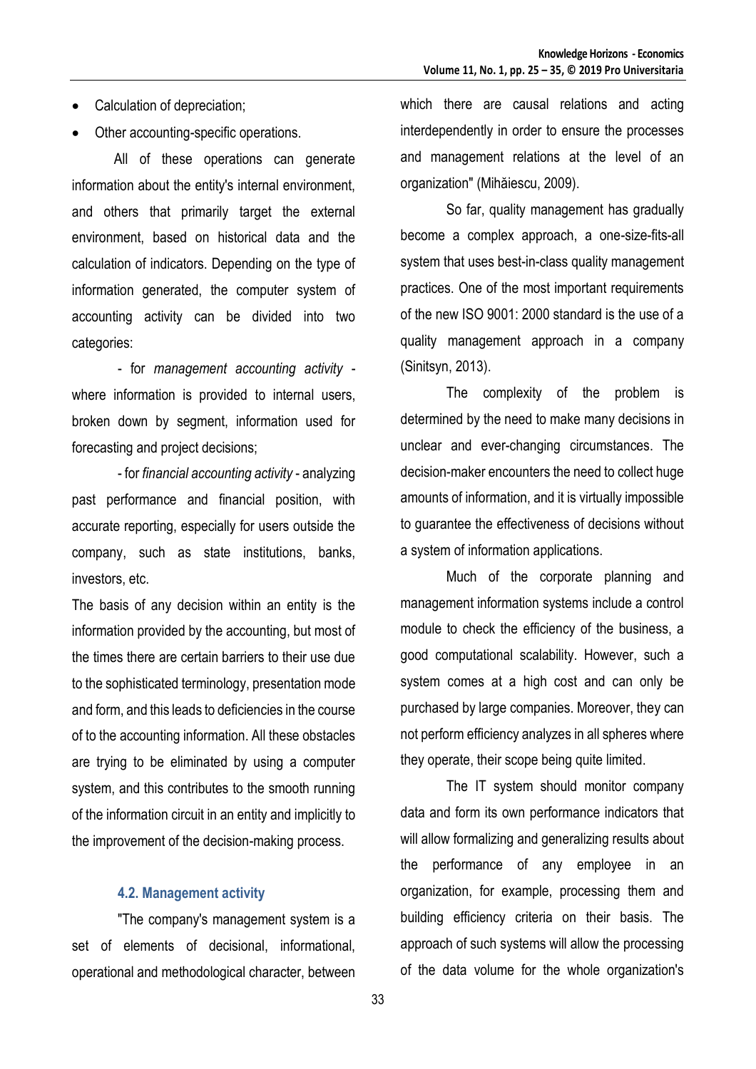- Calculation of depreciation;
- Other accounting-specific operations.

All of these operations can generate information about the entity's internal environment, and others that primarily target the external environment, based on historical data and the calculation of indicators. Depending on the type of information generated, the computer system of accounting activity can be divided into two categories:

- for *management accounting activity* - where information is provided to internal users, broken down by segment, information used for forecasting and project decisions;

- for *financial accounting activity* - analyzing past performance and financial position, with accurate reporting, especially for users outside the company, such as state institutions, banks, investors, etc.

The basis of any decision within an entity is the information provided by the accounting, but most of the times there are certain barriers to their use due to the sophisticated terminology, presentation mode and form, and this leads to deficiencies in the course of to the accounting information. All these obstacles are trying to be eliminated by using a computer system, and this contributes to the smooth running of the information circuit in an entity and implicitly to the improvement of the decision-making process.

### 4.2. Management activity

"The company's management system is a set of elements of decisional, informational, operational and methodological character, between which there are causal relations and acting interdependently in order to ensure the processes and management relations at the level of an organization" (Mihăiescu, 2009).

So far, quality management has gradually become a complex approach, a one-size-fits-all system that uses best-in-class quality management practices. One of the most important requirements of the new ISO 9001: 2000 standard is the use of a quality management approach in a company (Sinitsyn, 2013).

The complexity of the problem is determined by the need to make many decisions in unclear and ever-changing circumstances. The decision-maker encounters the need to collect huge amounts of information, and it is virtually impossible to guarantee the effectiveness of decisions without a system of information applications.

Much of the corporate planning and management information systems include a control module to check the efficiency of the business, a good computational scalability. However, such a system comes at a high cost and can only be purchased by large companies. Moreover, they can not perform efficiency analyzes in all spheres where they operate, their scope being quite limited.

The IT system should monitor company data and form its own performance indicators that will allow formalizing and generalizing results about the performance of any employee in an organization, for example, processing them and building efficiency criteria on their basis. The approach of such systems will allow the processing of the data volume for the whole organization's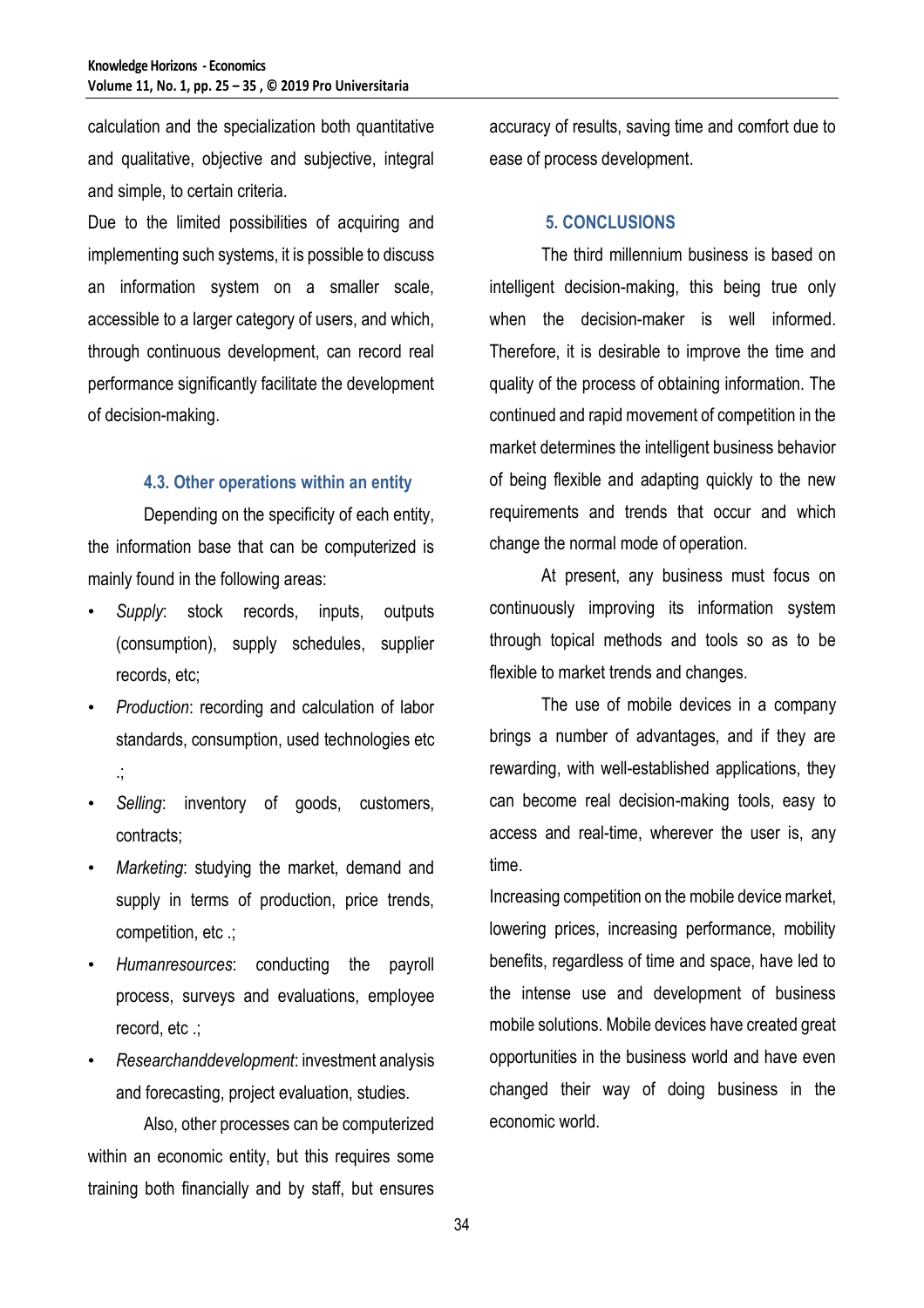calculation and the specialization both quantitative and qualitative, objective and subjective, integral and simple, to certain criteria.

Due to the limited possibilities of acquiring and implementing such systems, it is possible to discuss an information system on a smaller scale, accessible to a larger category of users, and which, through continuous development, can record real performance significantly facilitate the development of decision-making.

### 4.3. Other operations within an entity

Depending on the specificity of each entity, the information base that can be computerized is mainly found in the following areas:

- *Supply*: stock records, inputs, outputs (consumption), supply schedules, supplier records, etc;
- *Production*: recording and calculation of labor standards, consumption, used technologies etc .;
- *Selling*: inventory of goods, customers, contracts;
- *Marketing*: studying the market, demand and supply in terms of production, price trends, competition, etc .;
- *Humanresources*: conducting the payroll process, surveys and evaluations, employee record, etc .;
- *Researchanddevelopment*: investment analysis and forecasting, project evaluation, studies.

Also, other processes can be computerized within an economic entity, but this requires some training both financially and by staff, but ensures accuracy of results, saving time and comfort due to ease of process development.

## 5. CONCLUSIONS

The third millennium business is based on intelligent decision-making, this being true only when the decision-maker is well informed. Therefore, it is desirable to improve the time and quality of the process of obtaining information. The continued and rapid movement of competition in the market determines the intelligent business behavior of being flexible and adapting quickly to the new requirements and trends that occur and which change the normal mode of operation.

At present, any business must focus on continuously improving its information system through topical methods and tools so as to be flexible to market trends and changes.

The use of mobile devices in a company brings a number of advantages, and if they are rewarding, with well-established applications, they can become real decision-making tools, easy to access and real-time, wherever the user is, any time.

Increasing competition on the mobile device market, lowering prices, increasing performance, mobility benefits, regardless of time and space, have led to the intense use and development of business mobile solutions. Mobile devices have created great opportunities in the business world and have even changed their way of doing business in the economic world.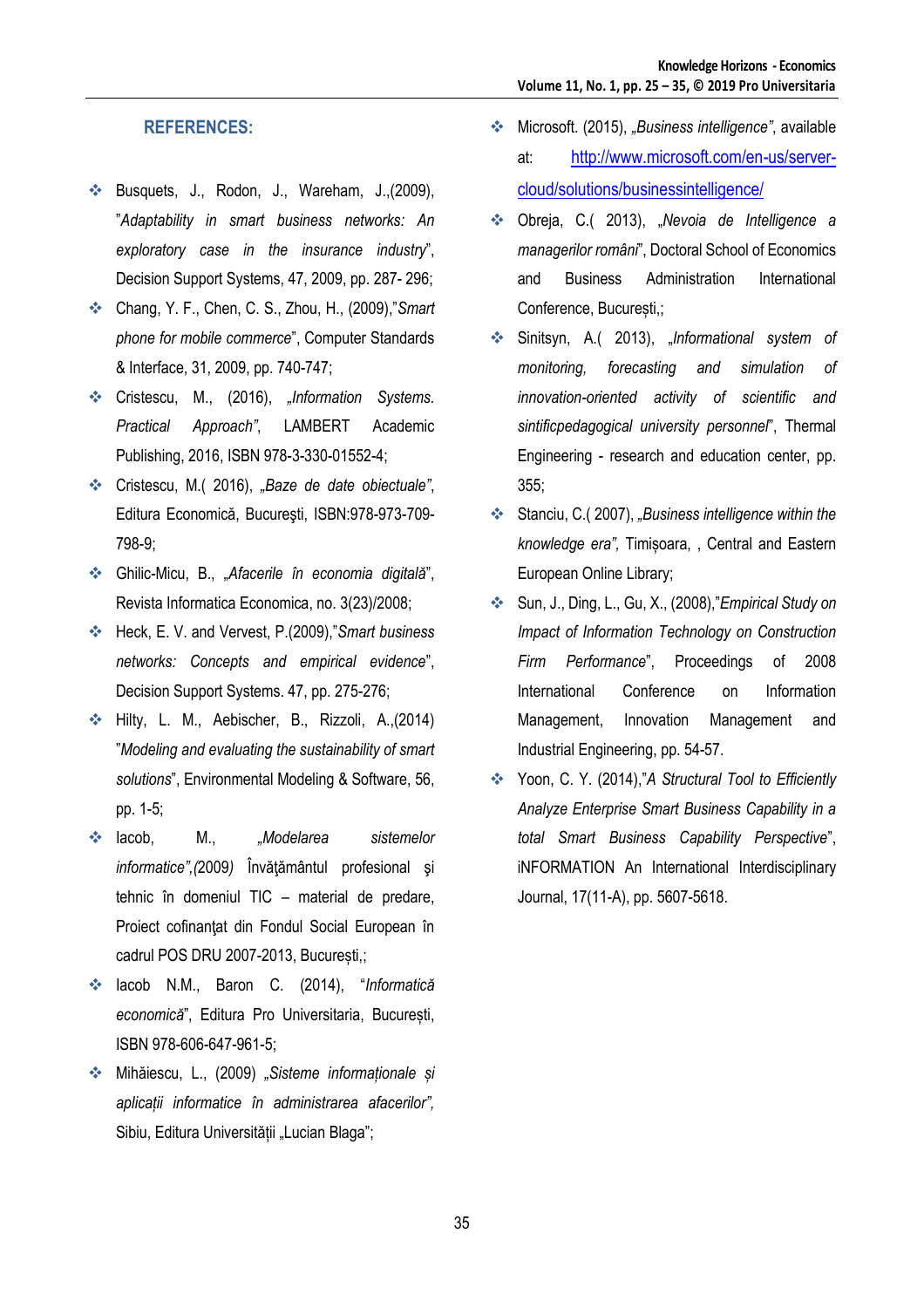## REFERENCES:

- Busquets, J., Rodon, J., Wareham, J.,(2009), "*Adaptability in smart business networks: An exploratory case in the insurance industry*", Decision Support Systems, 47, 2009, pp. 287- 296;
- Chang, Y. F., Chen, C. S., Zhou, H., (2009),"*Smart phone for mobile commerce*", Computer Standards & Interface, 31, 2009, pp. 740-747;
- Cristescu, M., (2016), „*Information Systems. Practical Approach"*, LAMBERT Academic Publishing, 2016, ISBN 978-3-330-01552-4;
- Cristescu, M.( 2016), „*Baze de date obiectuale"*, Editura Economică, Bucureşti, ISBN:978-973-709-798-9;
- Ghilic-Micu, B., „*Afacerile în economia digitală*", Revista Informatica Economica, no. 3(23)/2008;
- Heck, E. V. and Vervest, P.(2009),"*Smart business networks: Concepts and empirical evidence*", Decision Support Systems. 47, pp. 275-276;
- Hilty, L. M., Aebischer, B., Rizzoli, A.,(2014) "*Modeling and evaluating the sustainability of smart solutions*", Environmental Modeling & Software, 56, pp. 1-5;
- Iacob, M., „*Modelarea sistemelor informatice",(2009)* Învăţământul profesional şi tehnic în domeniul TIC – material de predare, Proiect cofinanţat din Fondul Social European în cadrul POS DRU 2007-2013, București,;
- Iacob N.M., Baron C. (2014), "*Informatică economică*", Editura Pro Universitaria, București, ISBN 978-606-647-961-5;
- Mihăiescu, L., (2009) „*Sisteme informaționale și aplicații informatice în administrarea afacerilor",* Sibiu, Editura Universității „Lucian Blaga";
- Microsoft. (2015), „*Business intelligence"*, available at: http://www.microsoft.com/en-us/server-cloud/solutions/businessintelligence/
- Obreja, C.( 2013), „*Nevoia de Intelligence a managerilor români*", Doctoral School of Economics and Business Administration International Conference, București,;
- Sinitsyn, A.( 2013), „*Informational system of monitoring, forecasting and simulation of innovation-oriented activity of scientific and sintificpedagogical university personnel*", Thermal Engineering - research and education center, pp. 355;
- Stanciu, C.( 2007), „*Business intelligence within the knowledge era"*, Timișoara, , Central and Eastern European Online Library;
- Sun, J., Ding, L., Gu, X., (2008),"*Empirical Study on Impact of Information Technology on Construction Firm Performance*", Proceedings of 2008 International Conference on Information Management, Innovation Management and Industrial Engineering, pp. 54-57.
- Yoon, C. Y. (2014),"*A Structural Tool to Efficiently Analyze Enterprise Smart Business Capability in a total Smart Business Capability Perspective*", iNFORMATION An International Interdisciplinary Journal, 17(11-A), pp. 5607-5618.